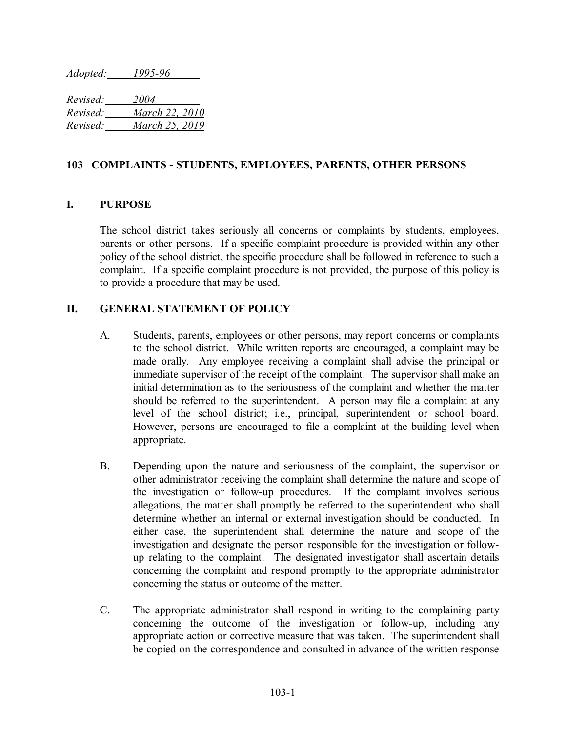*Adopted: 1995-96*

*Revised: 2004*
*Revised: March 22, 2010*
*Revised: March 25, 2019*

## 103 COMPLAINTS - STUDENTS, EMPLOYEES, PARENTS, OTHER PERSONS

### I. PURPOSE

The school district takes seriously all concerns or complaints by students, employees, parents or other persons. If a specific complaint procedure is provided within any other policy of the school district, the specific procedure shall be followed in reference to such a complaint. If a specific complaint procedure is not provided, the purpose of this policy is to provide a procedure that may be used.

### II. GENERAL STATEMENT OF POLICY

A. Students, parents, employees or other persons, may report concerns or complaints to the school district. While written reports are encouraged, a complaint may be made orally. Any employee receiving a complaint shall advise the principal or immediate supervisor of the receipt of the complaint. The supervisor shall make an initial determination as to the seriousness of the complaint and whether the matter should be referred to the superintendent. A person may file a complaint at any level of the school district; i.e., principal, superintendent or school board. However, persons are encouraged to file a complaint at the building level when appropriate.

B. Depending upon the nature and seriousness of the complaint, the supervisor or other administrator receiving the complaint shall determine the nature and scope of the investigation or follow-up procedures. If the complaint involves serious allegations, the matter shall promptly be referred to the superintendent who shall determine whether an internal or external investigation should be conducted. In either case, the superintendent shall determine the nature and scope of the investigation and designate the person responsible for the investigation or follow-up relating to the complaint. The designated investigator shall ascertain details concerning the complaint and respond promptly to the appropriate administrator concerning the status or outcome of the matter.

C. The appropriate administrator shall respond in writing to the complaining party concerning the outcome of the investigation or follow-up, including any appropriate action or corrective measure that was taken. The superintendent shall be copied on the correspondence and consulted in advance of the written response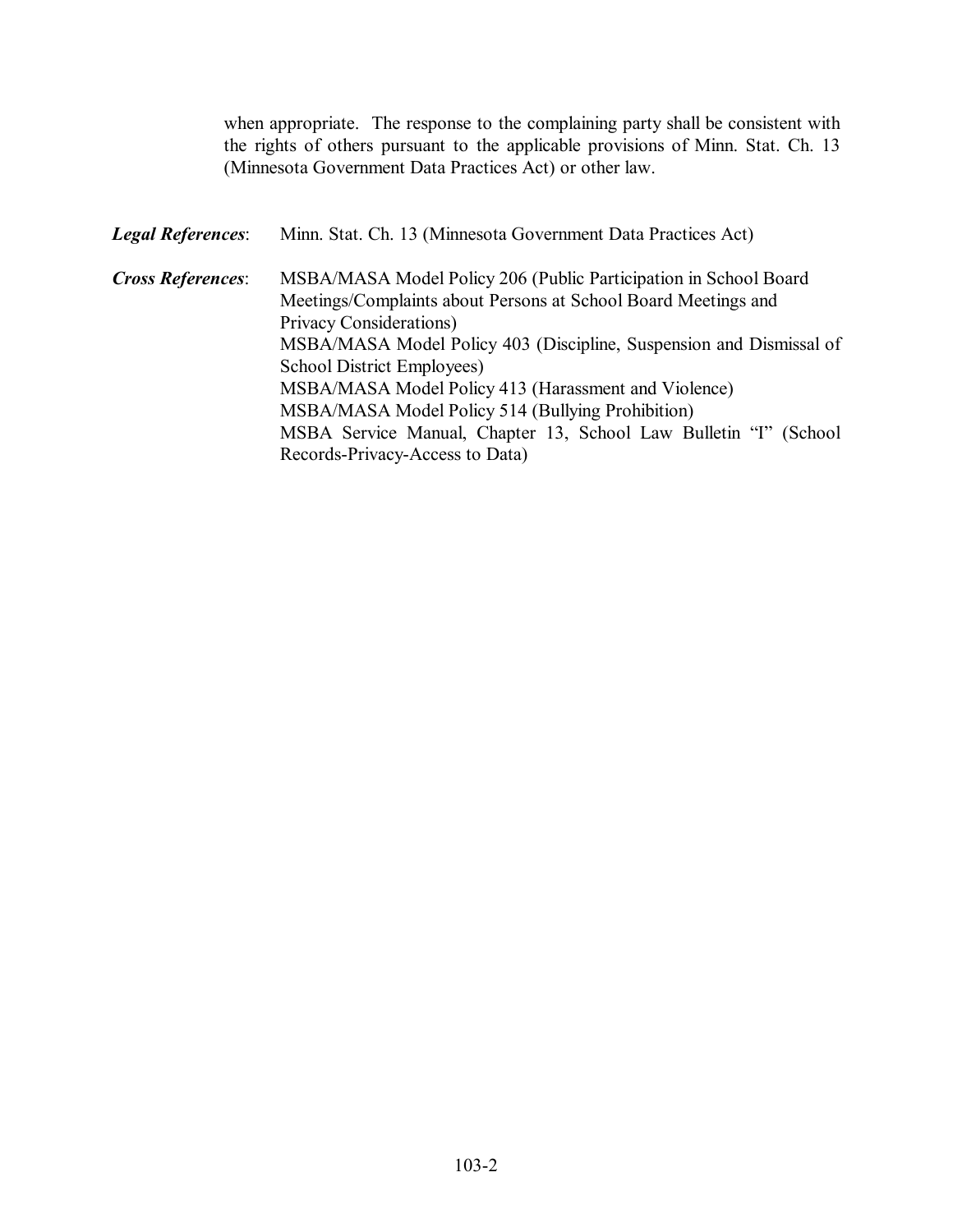when appropriate. The response to the complaining party shall be consistent with the rights of others pursuant to the applicable provisions of Minn. Stat. Ch. 13 (Minnesota Government Data Practices Act) or other law.

***Legal References***: Minn. Stat. Ch. 13 (Minnesota Government Data Practices Act)

***Cross References***: MSBA/MASA Model Policy 206 (Public Participation in School Board Meetings/Complaints about Persons at School Board Meetings and Privacy Considerations)
MSBA/MASA Model Policy 403 (Discipline, Suspension and Dismissal of School District Employees)
MSBA/MASA Model Policy 413 (Harassment and Violence)
MSBA/MASA Model Policy 514 (Bullying Prohibition)
MSBA Service Manual, Chapter 13, School Law Bulletin "I" (School Records-Privacy-Access to Data)